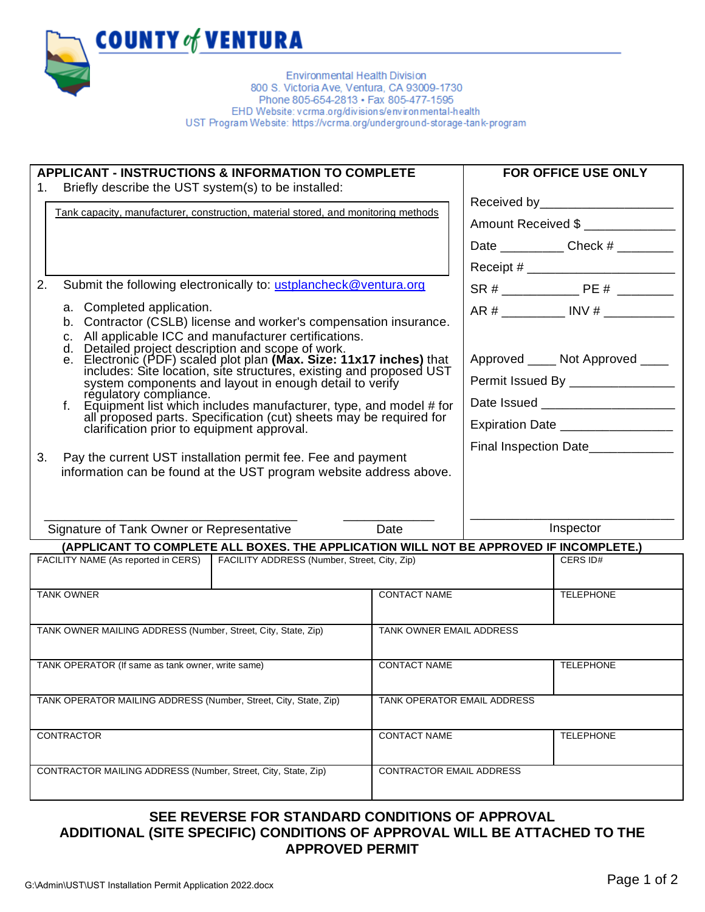# COUNTY of VENTURA

Environmental Health Division
800 S. Victoria Ave, Ventura, CA 93009-1730
Phone 805-654-2813 • Fax 805-477-1595
EHD Website: vcrma.org/divisions/environmental-health
UST Program Website: https://vcrma.org/underground-storage-tank-program

| APPLICANT - INSTRUCTIONS & INFORMATION TO COMPLETE | FOR OFFICE USE ONLY |
|---|---|
| 1. Briefly describe the UST system(s) to be installed: | Received by___________________ |
| Tank capacity, manufacturer, construction, material stored, and monitoring methods | Amount Received $ _____________ |
| | Date _________ Check # ________ |
| | Receipt # ____________________ |
| 2. Submit the following electronically to: ustplancheck@ventura.org | SR # ___________ PE # ________ |
| a. Completed application. | AR # _________ INV # __________ |
| b. Contractor (CSLB) license and worker's compensation insurance. | |
| c. All applicable ICC and manufacturer certifications. | |
| d. Detailed project description and scope of work. | |
| e. Electronic (PDF) scaled plot plan **(Max. Size: 11x17 inches)** that includes: Site location, site structures, existing and proposed UST system components and layout in enough detail to verify regulatory compliance. | Approved ____ Not Approved ____ |
| | Permit Issued By _______________ |
| f. Equipment list which includes manufacturer, type, and model # for all proposed parts. Specification (cut) sheets may be required for clarification prior to equipment approval. | Date Issued ___________________ |
| | Expiration Date ________________ |
| 3. Pay the current UST installation permit fee. Fee and payment information can be found at the UST program website address above. | Final Inspection Date____________ |
| ______________________________ Signature of Tank Owner or Representative &nbsp;&nbsp; ____________ Date | ___________________________ Inspector |

**(APPLICANT TO COMPLETE ALL BOXES. THE APPLICATION WILL NOT BE APPROVED IF INCOMPLETE.)**

| FACILITY NAME (As reported in CERS) | FACILITY ADDRESS (Number, Street, City, Zip) | | CERS ID# |
|---|---|---|---|
| TANK OWNER | | CONTACT NAME | TELEPHONE |
| TANK OWNER MAILING ADDRESS (Number, Street, City, State, Zip) | | TANK OWNER EMAIL ADDRESS | |
| TANK OPERATOR (If same as tank owner, write same) | | CONTACT NAME | TELEPHONE |
| TANK OPERATOR MAILING ADDRESS (Number, Street, City, State, Zip) | | TANK OPERATOR EMAIL ADDRESS | |
| CONTRACTOR | | CONTACT NAME | TELEPHONE |
| CONTRACTOR MAILING ADDRESS (Number, Street, City, State, Zip) | | CONTRACTOR EMAIL ADDRESS | |

**SEE REVERSE FOR STANDARD CONDITIONS OF APPROVAL**
**ADDITIONAL (SITE SPECIFIC) CONDITIONS OF APPROVAL WILL BE ATTACHED TO THE APPROVED PERMIT**

G:\Admin\UST\UST Installation Permit Application 2022.docx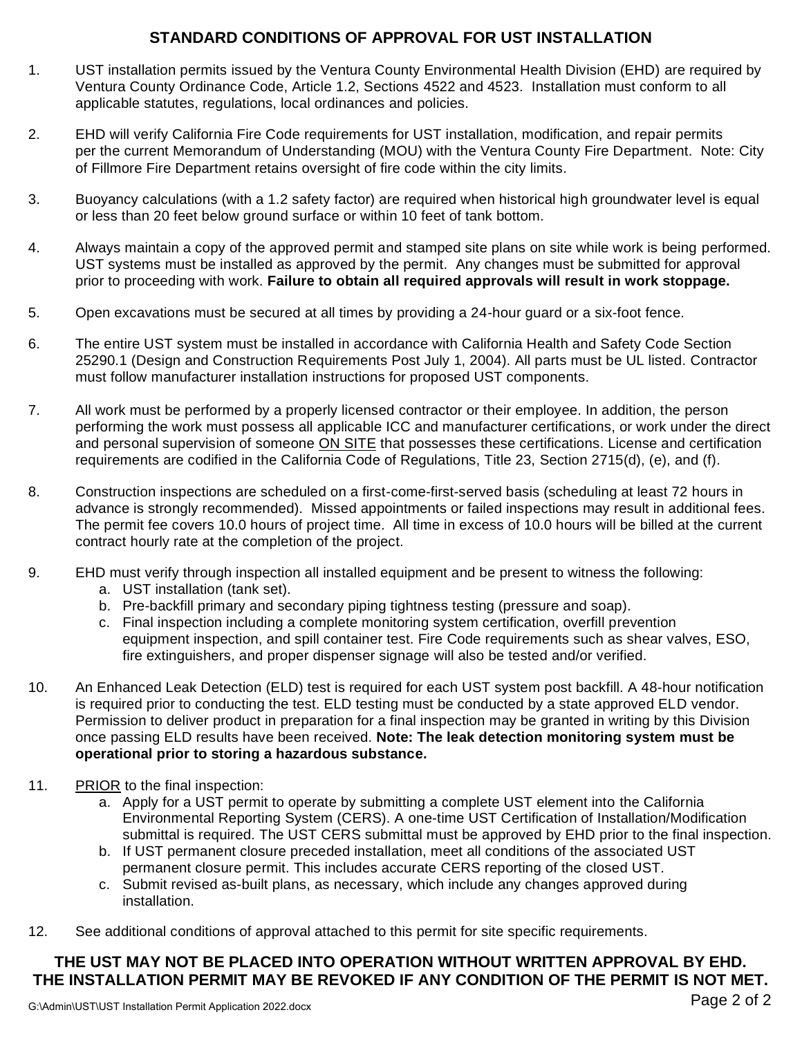## STANDARD CONDITIONS OF APPROVAL FOR UST INSTALLATION

1. UST installation permits issued by the Ventura County Environmental Health Division (EHD) are required by Ventura County Ordinance Code, Article 1.2, Sections 4522 and 4523. Installation must conform to all applicable statutes, regulations, local ordinances and policies.

2. EHD will verify California Fire Code requirements for UST installation, modification, and repair permits per the current Memorandum of Understanding (MOU) with the Ventura County Fire Department. Note: City of Fillmore Fire Department retains oversight of fire code within the city limits.

3. Buoyancy calculations (with a 1.2 safety factor) are required when historical high groundwater level is equal or less than 20 feet below ground surface or within 10 feet of tank bottom.

4. Always maintain a copy of the approved permit and stamped site plans on site while work is being performed. UST systems must be installed as approved by the permit. Any changes must be submitted for approval prior to proceeding with work. **Failure to obtain all required approvals will result in work stoppage.**

5. Open excavations must be secured at all times by providing a 24-hour guard or a six-foot fence.

6. The entire UST system must be installed in accordance with California Health and Safety Code Section 25290.1 (Design and Construction Requirements Post July 1, 2004). All parts must be UL listed. Contractor must follow manufacturer installation instructions for proposed UST components.

7. All work must be performed by a properly licensed contractor or their employee. In addition, the person performing the work must possess all applicable ICC and manufacturer certifications, or work under the direct and personal supervision of someone <u>ON SITE</u> that possesses these certifications. License and certification requirements are codified in the California Code of Regulations, Title 23, Section 2715(d), (e), and (f).

8. Construction inspections are scheduled on a first-come-first-served basis (scheduling at least 72 hours in advance is strongly recommended). Missed appointments or failed inspections may result in additional fees. The permit fee covers 10.0 hours of project time. All time in excess of 10.0 hours will be billed at the current contract hourly rate at the completion of the project.

9. EHD must verify through inspection all installed equipment and be present to witness the following:
   a. UST installation (tank set).
   b. Pre-backfill primary and secondary piping tightness testing (pressure and soap).
   c. Final inspection including a complete monitoring system certification, overfill prevention equipment inspection, and spill container test. Fire Code requirements such as shear valves, ESO, fire extinguishers, and proper dispenser signage will also be tested and/or verified.

10. An Enhanced Leak Detection (ELD) test is required for each UST system post backfill. A 48-hour notification is required prior to conducting the test. ELD testing must be conducted by a state approved ELD vendor. Permission to deliver product in preparation for a final inspection may be granted in writing by this Division once passing ELD results have been received. **Note: The leak detection monitoring system must be operational prior to storing a hazardous substance.**

11. <u>PRIOR</u> to the final inspection:
    a. Apply for a UST permit to operate by submitting a complete UST element into the California Environmental Reporting System (CERS). A one-time UST Certification of Installation/Modification submittal is required. The UST CERS submittal must be approved by EHD prior to the final inspection.
    b. If UST permanent closure preceded installation, meet all conditions of the associated UST permanent closure permit. This includes accurate CERS reporting of the closed UST.
    c. Submit revised as-built plans, as necessary, which include any changes approved during installation.

12. See additional conditions of approval attached to this permit for site specific requirements.

**THE UST MAY NOT BE PLACED INTO OPERATION WITHOUT WRITTEN APPROVAL BY EHD.**
**THE INSTALLATION PERMIT MAY BE REVOKED IF ANY CONDITION OF THE PERMIT IS NOT MET.**

G:\Admin\UST\UST Installation Permit Application 2022.docx